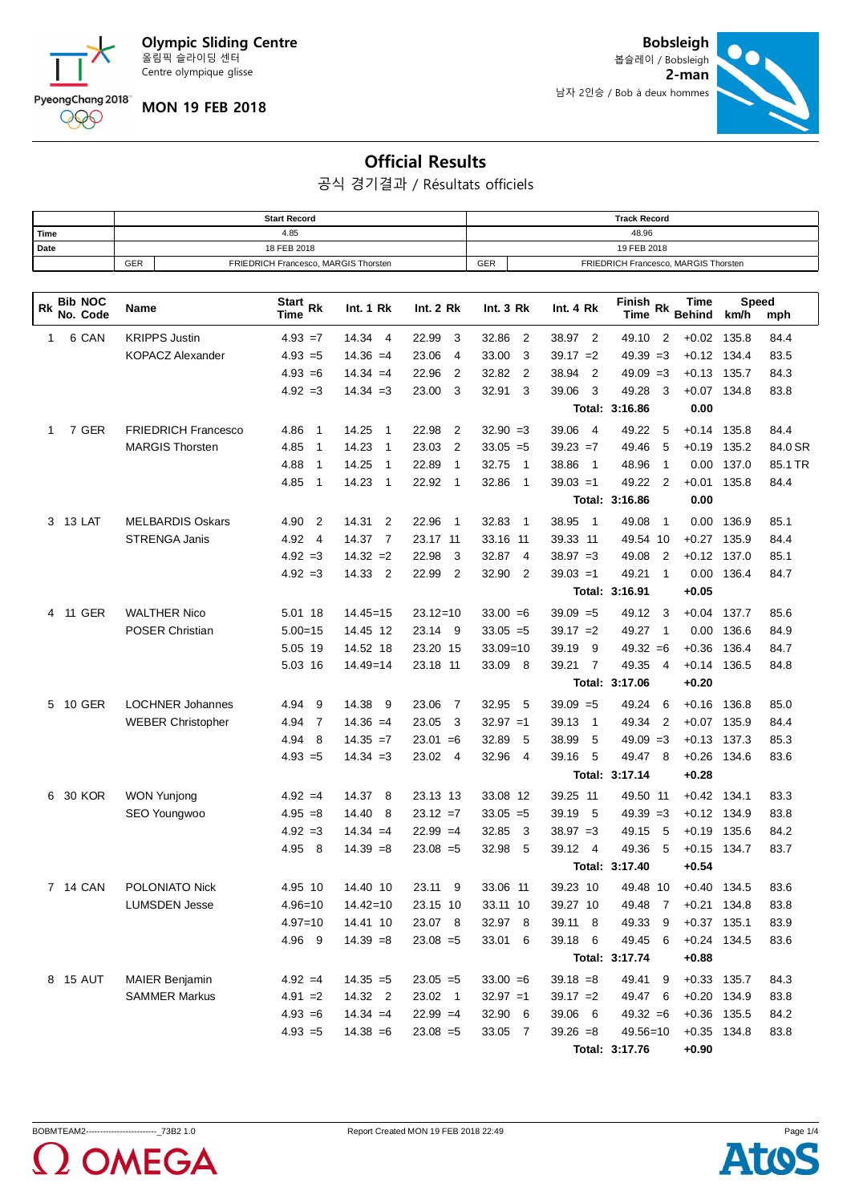Olympic Sliding Centre
올림픽 슬라이딩 센터
Centre olympique glisse

**MON 19 FEB 2018**

**Bobsleigh**
봅슬레이 / Bobsleigh
**2-man**
남자 2인승 / Bob à deux hommes

# Official Results

공식 경기결과 / Résultats officiels

| | Start Record | | Track Record | |
|---|---|---|---|---|
| **Time** | 4.85 | | 48.96 | |
| **Date** | 18 FEB 2018 | | 19 FEB 2018 | |
| | GER | FRIEDRICH Francesco, MARGIS Thorsten | GER | FRIEDRICH Francesco, MARGIS Thorsten |

| Rk | Bib No. | NOC Code | Name | Start Time | Rk | Int. 1 | Rk | Int. 2 | Rk | Int. 3 | Rk | Int. 4 | Rk | Finish Time | Rk | Time Behind | Speed km/h | Speed mph |
|---|---|---|---|---|---|---|---|---|---|---|---|---|---|---|---|---|---|---|
| 1 | 6 | CAN | KRIPPS Justin | 4.93 | =7 | 14.34 | 4 | 22.99 | 3 | 32.86 | 2 | 38.97 | 2 | 49.10 | 2 | +0.02 | 135.8 | 84.4 |
| | | | KOPACZ Alexander | 4.93 | =5 | 14.36 | =4 | 23.06 | 4 | 33.00 | 3 | 39.17 | =2 | 49.39 | =3 | +0.12 | 134.4 | 83.5 |
| | | | | 4.93 | =6 | 14.34 | =4 | 22.96 | 2 | 32.82 | 2 | 38.94 | 2 | 49.09 | =3 | +0.13 | 135.7 | 84.3 |
| | | | | 4.92 | =3 | 14.34 | =3 | 23.00 | 3 | 32.91 | 3 | 39.06 | 3 | 49.28 | 3 | +0.07 | 134.8 | 83.8 |
| | | | | | | | | | | | | | Total: | 3:16.86 | | 0.00 | | |
| 1 | 7 | GER | FRIEDRICH Francesco | 4.86 | 1 | 14.25 | 1 | 22.98 | 2 | 32.90 | =3 | 39.06 | 4 | 49.22 | 5 | +0.14 | 135.8 | 84.4 |
| | | | MARGIS Thorsten | 4.85 | 1 | 14.23 | 1 | 23.03 | 2 | 33.05 | =5 | 39.23 | =7 | 49.46 | 5 | +0.19 | 135.2 | 84.0 SR |
| | | | | 4.88 | 1 | 14.25 | 1 | 22.89 | 1 | 32.75 | 1 | 38.86 | 1 | 48.96 | 1 | 0.00 | 137.0 | 85.1 TR |
| | | | | 4.85 | 1 | 14.23 | 1 | 22.92 | 1 | 32.86 | 1 | 39.03 | =1 | 49.22 | 2 | +0.01 | 135.8 | 84.4 |
| | | | | | | | | | | | | | Total: | 3:16.86 | | 0.00 | | |
| 3 | 13 | LAT | MELBARDIS Oskars | 4.90 | 2 | 14.31 | 2 | 22.96 | 1 | 32.83 | 1 | 38.95 | 1 | 49.08 | 1 | 0.00 | 136.9 | 85.1 |
| | | | STRENGA Janis | 4.92 | 4 | 14.37 | 7 | 23.17 | 11 | 33.16 | 11 | 39.33 | 11 | 49.54 | 10 | +0.27 | 135.9 | 84.4 |
| | | | | 4.92 | =3 | 14.32 | =2 | 22.98 | 3 | 32.87 | 4 | 38.97 | =3 | 49.08 | 2 | +0.12 | 137.0 | 85.1 |
| | | | | 4.92 | =3 | 14.33 | 2 | 22.99 | 2 | 32.90 | 2 | 39.03 | =1 | 49.21 | 1 | 0.00 | 136.4 | 84.7 |
| | | | | | | | | | | | | | Total: | 3:16.91 | | +0.05 | | |
| 4 | 11 | GER | WALTHER Nico | 5.01 | 18 | 14.45 | =15 | 23.12 | =10 | 33.00 | =6 | 39.09 | =5 | 49.12 | 3 | +0.04 | 137.7 | 85.6 |
| | | | POSER Christian | 5.00 | =15 | 14.45 | 12 | 23.14 | 9 | 33.05 | =5 | 39.17 | =2 | 49.27 | 1 | 0.00 | 136.6 | 84.9 |
| | | | | 5.05 | 19 | 14.52 | 18 | 23.20 | 15 | 33.09 | =10 | 39.19 | 9 | 49.32 | =6 | +0.36 | 136.4 | 84.7 |
| | | | | 5.03 | 16 | 14.49 | =14 | 23.18 | 11 | 33.09 | 8 | 39.21 | 7 | 49.35 | 4 | +0.14 | 136.5 | 84.8 |
| | | | | | | | | | | | | | Total: | 3:17.06 | | +0.20 | | |
| 5 | 10 | GER | LOCHNER Johannes | 4.94 | 9 | 14.38 | 9 | 23.06 | 7 | 32.95 | 5 | 39.09 | =5 | 49.24 | 6 | +0.16 | 136.8 | 85.0 |
| | | | WEBER Christopher | 4.94 | 7 | 14.36 | =4 | 23.05 | 3 | 32.97 | =1 | 39.13 | 1 | 49.34 | 2 | +0.07 | 135.9 | 84.4 |
| | | | | 4.94 | 8 | 14.35 | =7 | 23.01 | =6 | 32.89 | 5 | 38.99 | 5 | 49.09 | =3 | +0.13 | 137.3 | 85.3 |
| | | | | 4.93 | =5 | 14.34 | =3 | 23.02 | 4 | 32.96 | 4 | 39.16 | 5 | 49.47 | 8 | +0.26 | 134.6 | 83.6 |
| | | | | | | | | | | | | | Total: | 3:17.14 | | +0.28 | | |
| 6 | 30 | KOR | WON Yunjong | 4.92 | =4 | 14.37 | 8 | 23.13 | 13 | 33.08 | 12 | 39.25 | 11 | 49.50 | 11 | +0.42 | 134.1 | 83.3 |
| | | | SEO Youngwoo | 4.95 | =8 | 14.40 | 8 | 23.12 | =7 | 33.05 | =5 | 39.19 | 5 | 49.39 | =3 | +0.12 | 134.9 | 83.8 |
| | | | | 4.92 | =3 | 14.34 | =4 | 22.99 | =4 | 32.85 | 3 | 38.97 | =3 | 49.15 | 5 | +0.19 | 135.6 | 84.2 |
| | | | | 4.95 | 8 | 14.39 | =8 | 23.08 | =5 | 32.98 | 5 | 39.12 | 4 | 49.36 | 5 | +0.15 | 134.7 | 83.7 |
| | | | | | | | | | | | | | Total: | 3:17.40 | | +0.54 | | |
| 7 | 14 | CAN | POLONIATO Nick | 4.95 | 10 | 14.40 | 10 | 23.11 | 9 | 33.06 | 11 | 39.23 | 10 | 49.48 | 10 | +0.40 | 134.5 | 83.6 |
| | | | LUMSDEN Jesse | 4.96 | =10 | 14.42 | =10 | 23.15 | 10 | 33.11 | 10 | 39.27 | 10 | 49.48 | 7 | +0.21 | 134.8 | 83.8 |
| | | | | 4.97 | =10 | 14.41 | 10 | 23.07 | 8 | 32.97 | 8 | 39.11 | 8 | 49.33 | 9 | +0.37 | 135.1 | 83.9 |
| | | | | 4.96 | 9 | 14.39 | =8 | 23.08 | =5 | 33.01 | 6 | 39.18 | 6 | 49.45 | 6 | +0.24 | 134.5 | 83.6 |
| | | | | | | | | | | | | | Total: | 3:17.74 | | +0.88 | | |
| 8 | 15 | AUT | MAIER Benjamin | 4.92 | =4 | 14.35 | =5 | 23.05 | =5 | 33.00 | =6 | 39.18 | =8 | 49.41 | 9 | +0.33 | 135.7 | 84.3 |
| | | | SAMMER Markus | 4.91 | =2 | 14.32 | 2 | 23.02 | 1 | 32.97 | =1 | 39.17 | =2 | 49.47 | 6 | +0.20 | 134.9 | 83.8 |
| | | | | 4.93 | =6 | 14.34 | =4 | 22.99 | =4 | 32.90 | 6 | 39.06 | 6 | 49.32 | =6 | +0.36 | 135.5 | 84.2 |
| | | | | 4.93 | =5 | 14.38 | =6 | 23.08 | =5 | 33.05 | 7 | 39.26 | =8 | 49.56 | =10 | +0.35 | 134.8 | 83.8 |
| | | | | | | | | | | | | | Total: | 3:17.76 | | +0.90 | | |

BOBMTEAM2------------------------_73B2 1.0 Report Created MON 19 FEB 2018 22:49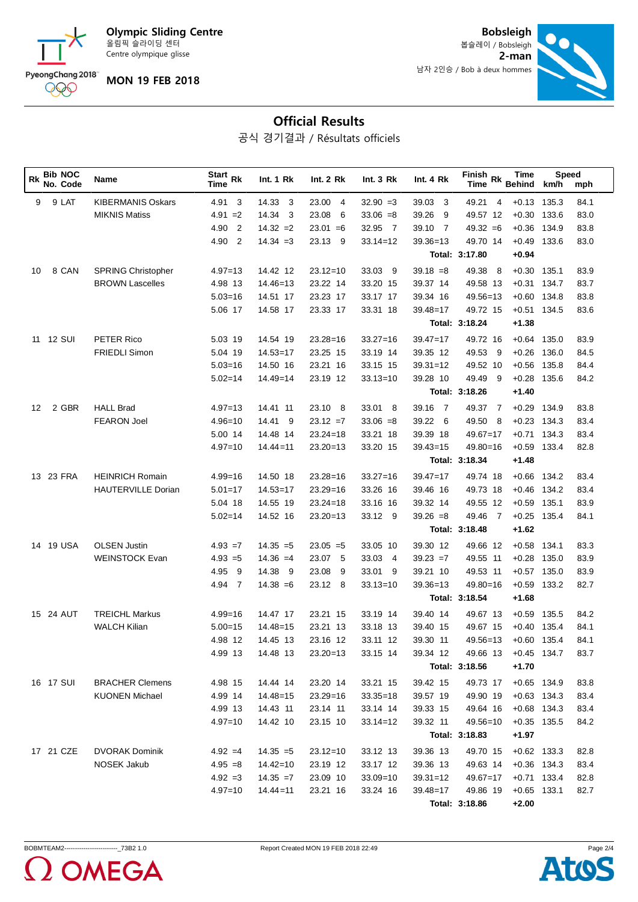Olympic Sliding Centre
올림픽 슬라이딩 센터
Centre olympique glisse

MON 19 FEB 2018

Bobsleigh
봅슬레이 / Bobsleigh
2-man
남자 2인승 / Bob à deux hommes

# Official Results

공식 경기결과 / Résultats officiels

| Rk | Bib No. | NOC Code | Name | Start Time | Rk | Int. 1 | Rk | Int. 2 | Rk | Int. 3 | Rk | Int. 4 | Rk | Finish Time | Rk | Time Behind | Speed km/h | Speed mph |
|---|---|---|---|---|---|---|---|---|---|---|---|---|---|---|---|---|---|---|
| 9 | 9 | LAT | KIBERMANIS Oskars | 4.91 | 3 | 14.33 | 3 | 23.00 | 4 | 32.90 | =3 | 39.03 | 3 | 49.21 | 4 | +0.13 | 135.3 | 84.1 |
| | | | MIKNIS Matiss | 4.91 | =2 | 14.34 | 3 | 23.08 | 6 | 33.06 | =8 | 39.26 | 9 | 49.57 | 12 | +0.30 | 133.6 | 83.0 |
| | | | | 4.90 | 2 | 14.32 | =2 | 23.01 | =6 | 32.95 | 7 | 39.10 | 7 | 49.32 | =6 | +0.36 | 134.9 | 83.8 |
| | | | | 4.90 | 2 | 14.34 | =3 | 23.13 | 9 | 33.14 | =12 | 39.36 | =13 | 49.70 | 14 | +0.49 | 133.6 | 83.0 |
| | | | | | | | | | | | | Total: | | 3:17.80 | | +0.94 | | |
| 10 | 8 | CAN | SPRING Christopher | 4.97 | =13 | 14.42 | 12 | 23.12 | =10 | 33.03 | 9 | 39.18 | =8 | 49.38 | 8 | +0.30 | 135.1 | 83.9 |
| | | | BROWN Lascelles | 4.98 | 13 | 14.46 | =13 | 23.22 | 14 | 33.20 | 15 | 39.37 | 14 | 49.58 | 13 | +0.31 | 134.7 | 83.7 |
| | | | | 5.03 | =16 | 14.51 | 17 | 23.23 | 17 | 33.17 | 17 | 39.34 | 16 | 49.56 | =13 | +0.60 | 134.8 | 83.8 |
| | | | | 5.06 | 17 | 14.58 | 17 | 23.33 | 17 | 33.31 | 18 | 39.48 | =17 | 49.72 | 15 | +0.51 | 134.5 | 83.6 |
| | | | | | | | | | | | | Total: | | 3:18.24 | | +1.38 | | |
| 11 | 12 | SUI | PETER Rico | 5.03 | 19 | 14.54 | 19 | 23.28 | =16 | 33.27 | =16 | 39.47 | =17 | 49.72 | 16 | +0.64 | 135.0 | 83.9 |
| | | | FRIEDLI Simon | 5.04 | 19 | 14.53 | =17 | 23.25 | 15 | 33.19 | 14 | 39.35 | 12 | 49.53 | 9 | +0.26 | 136.0 | 84.5 |
| | | | | 5.03 | =16 | 14.50 | 16 | 23.21 | 16 | 33.15 | 15 | 39.31 | =12 | 49.52 | 10 | +0.56 | 135.8 | 84.4 |
| | | | | 5.02 | =14 | 14.49 | =14 | 23.19 | 12 | 33.13 | =10 | 39.28 | 10 | 49.49 | 9 | +0.28 | 135.6 | 84.2 |
| | | | | | | | | | | | | Total: | | 3:18.26 | | +1.40 | | |
| 12 | 2 | GBR | HALL Brad | 4.97 | =13 | 14.41 | 11 | 23.10 | 8 | 33.01 | 8 | 39.16 | 7 | 49.37 | 7 | +0.29 | 134.9 | 83.8 |
| | | | FEARON Joel | 4.96 | =10 | 14.41 | 9 | 23.12 | =7 | 33.06 | =8 | 39.22 | 6 | 49.50 | 8 | +0.23 | 134.3 | 83.4 |
| | | | | 5.00 | 14 | 14.48 | 14 | 23.24 | =18 | 33.21 | 18 | 39.39 | 18 | 49.67 | =17 | +0.71 | 134.3 | 83.4 |
| | | | | 4.97 | =10 | 14.44 | =11 | 23.20 | =13 | 33.20 | 15 | 39.43 | =15 | 49.80 | =16 | +0.59 | 133.4 | 82.8 |
| | | | | | | | | | | | | Total: | | 3:18.34 | | +1.48 | | |
| 13 | 23 | FRA | HEINRICH Romain | 4.99 | =16 | 14.50 | 18 | 23.28 | =16 | 33.27 | =16 | 39.47 | =17 | 49.74 | 18 | +0.66 | 134.2 | 83.4 |
| | | | HAUTERVILLE Dorian | 5.01 | =17 | 14.53 | =17 | 23.29 | =16 | 33.26 | 16 | 39.46 | 16 | 49.73 | 18 | +0.46 | 134.2 | 83.4 |
| | | | | 5.04 | 18 | 14.55 | 19 | 23.24 | =18 | 33.16 | 16 | 39.32 | 14 | 49.55 | 12 | +0.59 | 135.1 | 83.9 |
| | | | | 5.02 | =14 | 14.52 | 16 | 23.20 | =13 | 33.12 | 9 | 39.26 | =8 | 49.46 | 7 | +0.25 | 135.4 | 84.1 |
| | | | | | | | | | | | | Total: | | 3:18.48 | | +1.62 | | |
| 14 | 19 | USA | OLSEN Justin | 4.93 | =7 | 14.35 | =5 | 23.05 | =5 | 33.05 | 10 | 39.30 | 12 | 49.66 | 12 | +0.58 | 134.1 | 83.3 |
| | | | WEINSTOCK Evan | 4.93 | =5 | 14.36 | =4 | 23.07 | 5 | 33.03 | 4 | 39.23 | =7 | 49.55 | 11 | +0.28 | 135.0 | 83.9 |
| | | | | 4.95 | 9 | 14.38 | 9 | 23.08 | 9 | 33.01 | 9 | 39.21 | 10 | 49.53 | 11 | +0.57 | 135.0 | 83.9 |
| | | | | 4.94 | 7 | 14.38 | =6 | 23.12 | 8 | 33.13 | =10 | 39.36 | =13 | 49.80 | =16 | +0.59 | 133.2 | 82.7 |
| | | | | | | | | | | | | Total: | | 3:18.54 | | +1.68 | | |
| 15 | 24 | AUT | TREICHL Markus | 4.99 | =16 | 14.47 | 17 | 23.21 | 15 | 33.19 | 14 | 39.40 | 14 | 49.67 | 13 | +0.59 | 135.5 | 84.2 |
| | | | WALCH Kilian | 5.00 | =15 | 14.48 | =15 | 23.21 | 13 | 33.18 | 13 | 39.40 | 15 | 49.67 | 15 | +0.40 | 135.4 | 84.1 |
| | | | | 4.98 | 12 | 14.45 | 13 | 23.16 | 12 | 33.11 | 12 | 39.30 | 11 | 49.56 | =13 | +0.60 | 135.4 | 84.1 |
| | | | | 4.99 | 13 | 14.48 | 13 | 23.20 | =13 | 33.15 | 14 | 39.34 | 12 | 49.66 | 13 | +0.45 | 134.7 | 83.7 |
| | | | | | | | | | | | | Total: | | 3:18.56 | | +1.70 | | |
| 16 | 17 | SUI | BRACHER Clemens | 4.98 | 15 | 14.44 | 14 | 23.20 | 14 | 33.21 | 15 | 39.42 | 15 | 49.73 | 17 | +0.65 | 134.9 | 83.8 |
| | | | KUONEN Michael | 4.99 | 14 | 14.48 | =15 | 23.29 | =16 | 33.35 | =18 | 39.57 | 19 | 49.90 | 19 | +0.63 | 134.3 | 83.4 |
| | | | | 4.99 | 13 | 14.43 | 11 | 23.14 | 11 | 33.14 | 14 | 39.33 | 15 | 49.64 | 16 | +0.68 | 134.3 | 83.4 |
| | | | | 4.97 | =10 | 14.42 | 10 | 23.15 | 10 | 33.14 | =12 | 39.32 | 11 | 49.56 | =10 | +0.35 | 135.5 | 84.2 |
| | | | | | | | | | | | | Total: | | 3:18.83 | | +1.97 | | |
| 17 | 21 | CZE | DVORAK Dominik | 4.92 | =4 | 14.35 | =5 | 23.12 | =10 | 33.12 | 13 | 39.36 | 13 | 49.70 | 15 | +0.62 | 133.3 | 82.8 |
| | | | NOSEK Jakub | 4.95 | =8 | 14.42 | =10 | 23.19 | 12 | 33.17 | 12 | 39.36 | 13 | 49.63 | 14 | +0.36 | 134.3 | 83.4 |
| | | | | 4.92 | =3 | 14.35 | =7 | 23.09 | 10 | 33.09 | =10 | 39.31 | =12 | 49.67 | =17 | +0.71 | 133.4 | 82.8 |
| | | | | 4.97 | =10 | 14.44 | =11 | 23.21 | 16 | 33.24 | 16 | 39.48 | =17 | 49.86 | 19 | +0.65 | 133.1 | 82.7 |
| | | | | | | | | | | | | Total: | | 3:18.86 | | +2.00 | | |

BOBMTEAM2-------------------------_73B2 1.0    Report Created MON 19 FEB 2018 22:49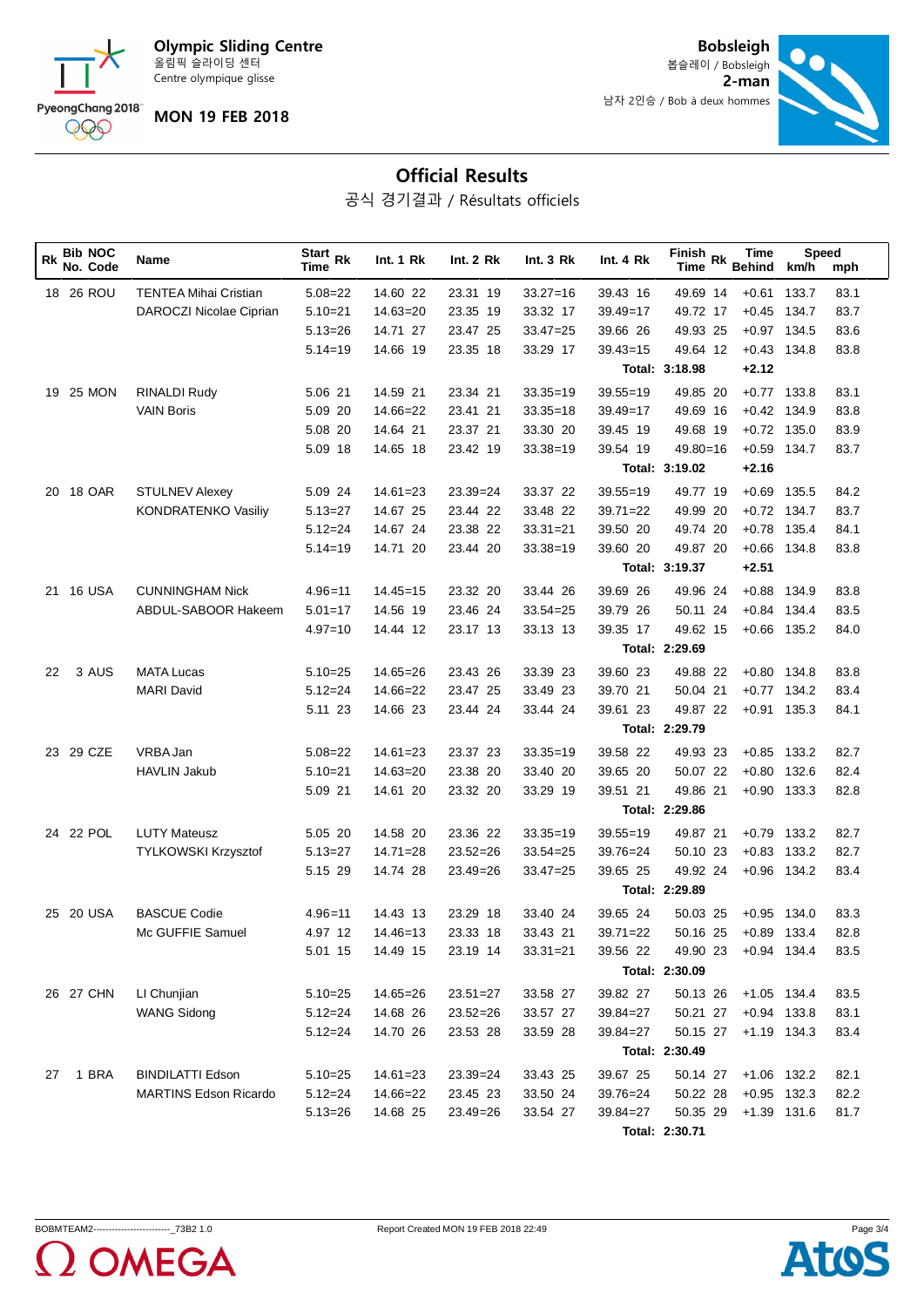# Olympic Sliding Centre
올림픽 슬라이딩 센터
Centre olympique glisse

**MON 19 FEB 2018**

**Bobsleigh**
봅슬레이 / Bobsleigh
**2-man**
남자 2인승 / Bob à deux hommes

## Official Results
공식 경기결과 / Résultats officiels

| Rk | Bib No. | NOC Code | Name | Start Time | Rk | Int. 1 | Rk | Int. 2 | Rk | Int. 3 | Rk | Int. 4 | Rk | Finish Time | Rk | Time Behind | Speed km/h | Speed mph |
|---|---|---|---|---|---|---|---|---|---|---|---|---|---|---|---|---|---|---|
| 18 | 26 | ROU | TENTEA Mihai Cristian | 5.08 | =22 | 14.60 | 22 | 23.31 | 19 | 33.27 | =16 | 39.43 | 16 | 49.69 | 14 | +0.61 | 133.7 | 83.1 |
| | | | DAROCZI Nicolae Ciprian | 5.10 | =21 | 14.63 | =20 | 23.35 | 19 | 33.32 | 17 | 39.49 | =17 | 49.72 | 17 | +0.45 | 134.7 | 83.7 |
| | | | | 5.13 | =26 | 14.71 | 27 | 23.47 | 25 | 33.47 | =25 | 39.66 | 26 | 49.93 | 25 | +0.97 | 134.5 | 83.6 |
| | | | | 5.14 | =19 | 14.66 | 19 | 23.35 | 18 | 33.29 | 17 | 39.43 | =15 | 49.64 | 12 | +0.43 | 134.8 | 83.8 |
| | | | | | | | | | | | | | Total: | 3:18.98 | | +2.12 | | |
| 19 | 25 | MON | RINALDI Rudy | 5.06 | 21 | 14.59 | 21 | 23.34 | 21 | 33.35 | =19 | 39.55 | =19 | 49.85 | 20 | +0.77 | 133.8 | 83.1 |
| | | | VAIN Boris | 5.09 | 20 | 14.66 | =22 | 23.41 | 21 | 33.35 | =18 | 39.49 | =17 | 49.69 | 16 | +0.42 | 134.9 | 83.8 |
| | | | | 5.08 | 20 | 14.64 | 21 | 23.37 | 21 | 33.30 | 20 | 39.45 | 19 | 49.68 | 19 | +0.72 | 135.0 | 83.9 |
| | | | | 5.09 | 18 | 14.65 | 18 | 23.42 | 19 | 33.38 | =19 | 39.54 | 19 | 49.80 | =16 | +0.59 | 134.7 | 83.7 |
| | | | | | | | | | | | | | Total: | 3:19.02 | | +2.16 | | |
| 20 | 18 | OAR | STULNEV Alexey | 5.09 | 24 | 14.61 | =23 | 23.39 | =24 | 33.37 | 22 | 39.55 | =19 | 49.77 | 19 | +0.69 | 135.5 | 84.2 |
| | | | KONDRATENKO Vasiliy | 5.13 | =27 | 14.67 | 25 | 23.44 | 22 | 33.48 | 22 | 39.71 | =22 | 49.99 | 20 | +0.72 | 134.7 | 83.7 |
| | | | | 5.12 | =24 | 14.67 | 24 | 23.38 | 22 | 33.31 | =21 | 39.50 | 20 | 49.74 | 20 | +0.78 | 135.4 | 84.1 |
| | | | | 5.14 | =19 | 14.71 | 20 | 23.44 | 20 | 33.38 | =19 | 39.60 | 20 | 49.87 | 20 | +0.66 | 134.8 | 83.8 |
| | | | | | | | | | | | | | Total: | 3:19.37 | | +2.51 | | |
| 21 | 16 | USA | CUNNINGHAM Nick | 4.96 | =11 | 14.45 | =15 | 23.32 | 20 | 33.44 | 26 | 39.69 | 26 | 49.96 | 24 | +0.88 | 134.9 | 83.8 |
| | | | ABDUL-SABOOR Hakeem | 5.01 | =17 | 14.56 | 19 | 23.46 | 24 | 33.54 | =25 | 39.79 | 26 | 50.11 | 24 | +0.84 | 134.4 | 83.5 |
| | | | | 4.97 | =10 | 14.44 | 12 | 23.17 | 13 | 33.13 | 13 | 39.35 | 17 | 49.62 | 15 | +0.66 | 135.2 | 84.0 |
| | | | | | | | | | | | | | Total: | 2:29.69 | | | | |
| 22 | 3 | AUS | MATA Lucas | 5.10 | =25 | 14.65 | =26 | 23.43 | 26 | 33.39 | 23 | 39.60 | 23 | 49.88 | 22 | +0.80 | 134.8 | 83.8 |
| | | | MARI David | 5.12 | =24 | 14.66 | =22 | 23.47 | 25 | 33.49 | 23 | 39.70 | 21 | 50.04 | 21 | +0.77 | 134.2 | 83.4 |
| | | | | 5.11 | 23 | 14.66 | 23 | 23.44 | 24 | 33.44 | 24 | 39.61 | 23 | 49.87 | 22 | +0.91 | 135.3 | 84.1 |
| | | | | | | | | | | | | | Total: | 2:29.79 | | | | |
| 23 | 29 | CZE | VRBA Jan | 5.08 | =22 | 14.61 | =23 | 23.37 | 23 | 33.35 | =19 | 39.58 | 22 | 49.93 | 23 | +0.85 | 133.2 | 82.7 |
| | | | HAVLIN Jakub | 5.10 | =21 | 14.63 | =20 | 23.38 | 20 | 33.40 | 20 | 39.65 | 20 | 50.07 | 22 | +0.80 | 132.6 | 82.4 |
| | | | | 5.09 | 21 | 14.61 | 20 | 23.32 | 20 | 33.29 | 19 | 39.51 | 21 | 49.86 | 21 | +0.90 | 133.3 | 82.8 |
| | | | | | | | | | | | | | Total: | 2:29.86 | | | | |
| 24 | 22 | POL | LUTY Mateusz | 5.05 | 20 | 14.58 | 20 | 23.36 | 22 | 33.35 | =19 | 39.55 | =19 | 49.87 | 21 | +0.79 | 133.2 | 82.7 |
| | | | TYLKOWSKI Krzysztof | 5.13 | =27 | 14.71 | =28 | 23.52 | =26 | 33.54 | =25 | 39.76 | =24 | 50.10 | 23 | +0.83 | 133.2 | 82.7 |
| | | | | 5.15 | 29 | 14.74 | 28 | 23.49 | =26 | 33.47 | =25 | 39.65 | 25 | 49.92 | 24 | +0.96 | 134.2 | 83.4 |
| | | | | | | | | | | | | | Total: | 2:29.89 | | | | |
| 25 | 20 | USA | BASCUE Codie | 4.96 | =11 | 14.43 | 13 | 23.29 | 18 | 33.40 | 24 | 39.65 | 24 | 50.03 | 25 | +0.95 | 134.0 | 83.3 |
| | | | Mc GUFFIE Samuel | 4.97 | 12 | 14.46 | =13 | 23.33 | 18 | 33.43 | 21 | 39.71 | =22 | 50.16 | 25 | +0.89 | 133.4 | 82.8 |
| | | | | 5.01 | 15 | 14.49 | 15 | 23.19 | 14 | 33.31 | =21 | 39.56 | 22 | 49.90 | 23 | +0.94 | 134.4 | 83.5 |
| | | | | | | | | | | | | | Total: | 2:30.09 | | | | |
| 26 | 27 | CHN | LI Chunjian | 5.10 | =25 | 14.65 | =26 | 23.51 | =27 | 33.58 | 27 | 39.82 | 27 | 50.13 | 26 | +1.05 | 134.4 | 83.5 |
| | | | WANG Sidong | 5.12 | =24 | 14.68 | 26 | 23.52 | =26 | 33.57 | 27 | 39.84 | =27 | 50.21 | 27 | +0.94 | 133.8 | 83.1 |
| | | | | 5.12 | =24 | 14.70 | 26 | 23.53 | 28 | 33.59 | 28 | 39.84 | =27 | 50.15 | 27 | +1.19 | 134.3 | 83.4 |
| | | | | | | | | | | | | | Total: | 2:30.49 | | | | |
| 27 | 1 | BRA | BINDILATTI Edson | 5.10 | =25 | 14.61 | =23 | 23.39 | =24 | 33.43 | 25 | 39.67 | 25 | 50.14 | 27 | +1.06 | 132.2 | 82.1 |
| | | | MARTINS Edson Ricardo | 5.12 | =24 | 14.66 | =22 | 23.45 | 23 | 33.50 | 24 | 39.76 | =24 | 50.22 | 28 | +0.95 | 132.3 | 82.2 |
| | | | | 5.13 | =26 | 14.68 | 25 | 23.49 | =26 | 33.54 | 27 | 39.84 | =27 | 50.35 | 29 | +1.39 | 131.6 | 81.7 |
| | | | | | | | | | | | | | Total: | 2:30.71 | | | | |

BOBMTEAM2------------------------------_73B2 1.0 Report Created MON 19 FEB 2018 22:49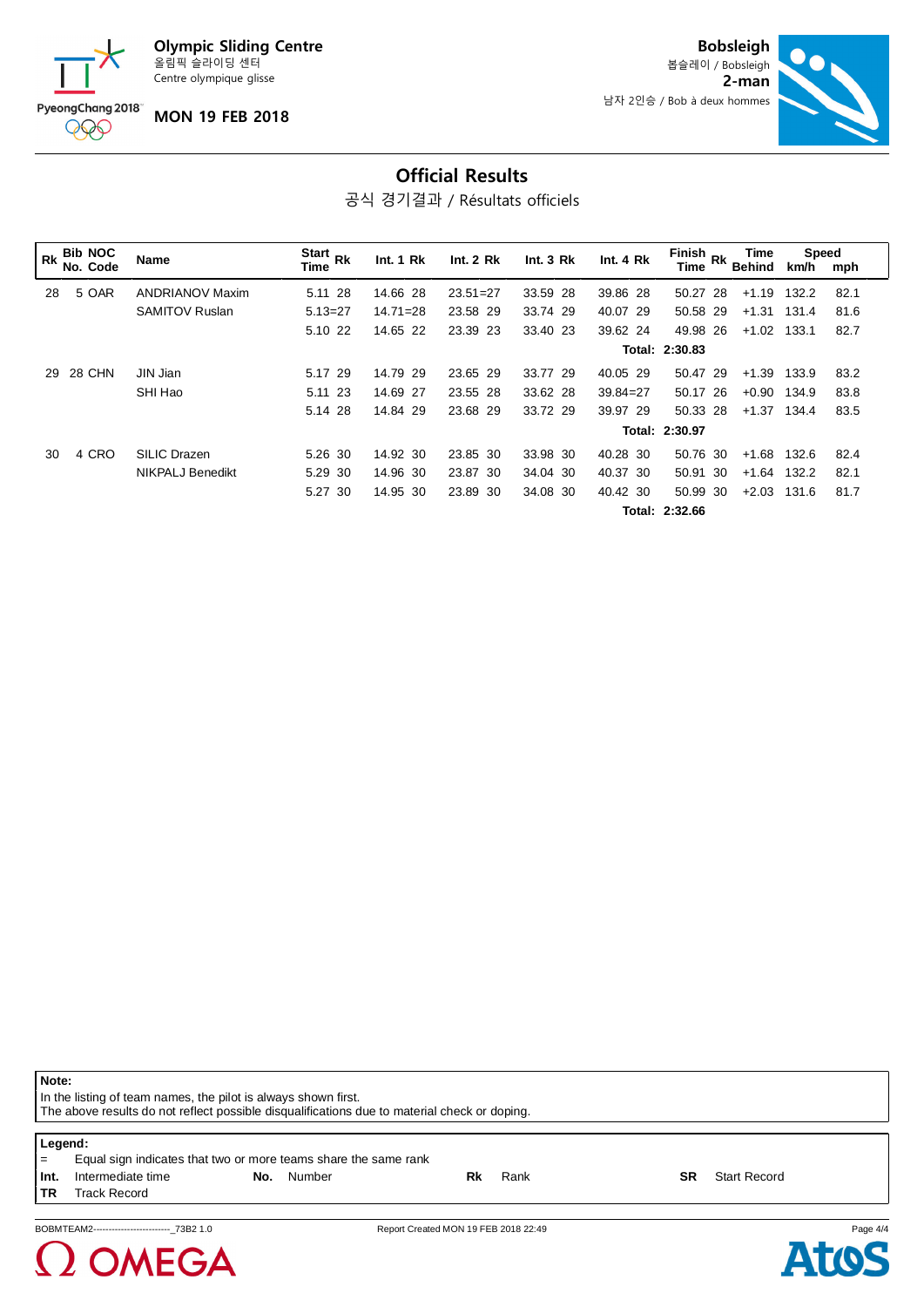Olympic Sliding Centre
올림픽 슬라이딩 센터
Centre olympique glisse

MON 19 FEB 2018

Bobsleigh
봅슬레이 / Bobsleigh
2-man
남자 2인승 / Bob à deux hommes

# Official Results

공식 경기결과 / Résultats officiels

| Rk | Bib No. | NOC Code | Name | Start Time | Rk | Int. 1 | Rk | Int. 2 | Rk | Int. 3 | Rk | Int. 4 | Rk | Finish Time | Rk | Time Behind | Speed km/h | Speed mph |
|---|---|---|---|---|---|---|---|---|---|---|---|---|---|---|---|---|---|---|
| 28 | 5 | OAR | ANDRIANOV Maxim | 5.11 | 28 | 14.66 | 28 | 23.51 | =27 | 33.59 | 28 | 39.86 | 28 | 50.27 | 28 | +1.19 | 132.2 | 82.1 |
| | | | SAMITOV Ruslan | 5.13 | =27 | 14.71 | =28 | 23.58 | 29 | 33.74 | 29 | 40.07 | 29 | 50.58 | 29 | +1.31 | 131.4 | 81.6 |
| | | | | 5.10 | 22 | 14.65 | 22 | 23.39 | 23 | 33.40 | 23 | 39.62 | 24 | 49.98 | 26 | +1.02 | 133.1 | 82.7 |
| | | | | | | | | | | | | | Total: | 2:30.83 | | | | |
| 29 | 28 | CHN | JIN Jian | 5.17 | 29 | 14.79 | 29 | 23.65 | 29 | 33.77 | 29 | 40.05 | 29 | 50.47 | 29 | +1.39 | 133.9 | 83.2 |
| | | | SHI Hao | 5.11 | 23 | 14.69 | 27 | 23.55 | 28 | 33.62 | 28 | 39.84 | =27 | 50.17 | 26 | +0.90 | 134.9 | 83.8 |
| | | | | 5.14 | 28 | 14.84 | 29 | 23.68 | 29 | 33.72 | 29 | 39.97 | 29 | 50.33 | 28 | +1.37 | 134.4 | 83.5 |
| | | | | | | | | | | | | | Total: | 2:30.97 | | | | |
| 30 | 4 | CRO | SILIC Drazen | 5.26 | 30 | 14.92 | 30 | 23.85 | 30 | 33.98 | 30 | 40.28 | 30 | 50.76 | 30 | +1.68 | 132.6 | 82.4 |
| | | | NIKPALJ Benedikt | 5.29 | 30 | 14.96 | 30 | 23.87 | 30 | 34.04 | 30 | 40.37 | 30 | 50.91 | 30 | +1.64 | 132.2 | 82.1 |
| | | | | 5.27 | 30 | 14.95 | 30 | 23.89 | 30 | 34.08 | 30 | 40.42 | 30 | 50.99 | 30 | +2.03 | 131.6 | 81.7 |
| | | | | | | | | | | | | | Total: | 2:32.66 | | | | |

**Note:**
In the listing of team names, the pilot is always shown first.
The above results do not reflect possible disqualifications due to material check or doping.

**Legend:**

| | | | | | | | |
|---|---|---|---|---|---|---|---|
| = | Equal sign indicates that two or more teams share the same rank | | | | | | |
| **Int.** | Intermediate time | **No.** | Number | **Rk** | Rank | **SR** | Start Record |
| **TR** | Track Record | | | | | | |

BOBMTEAM2------------------------_73B2 1.0 | Report Created MON 19 FEB 2018 22:49